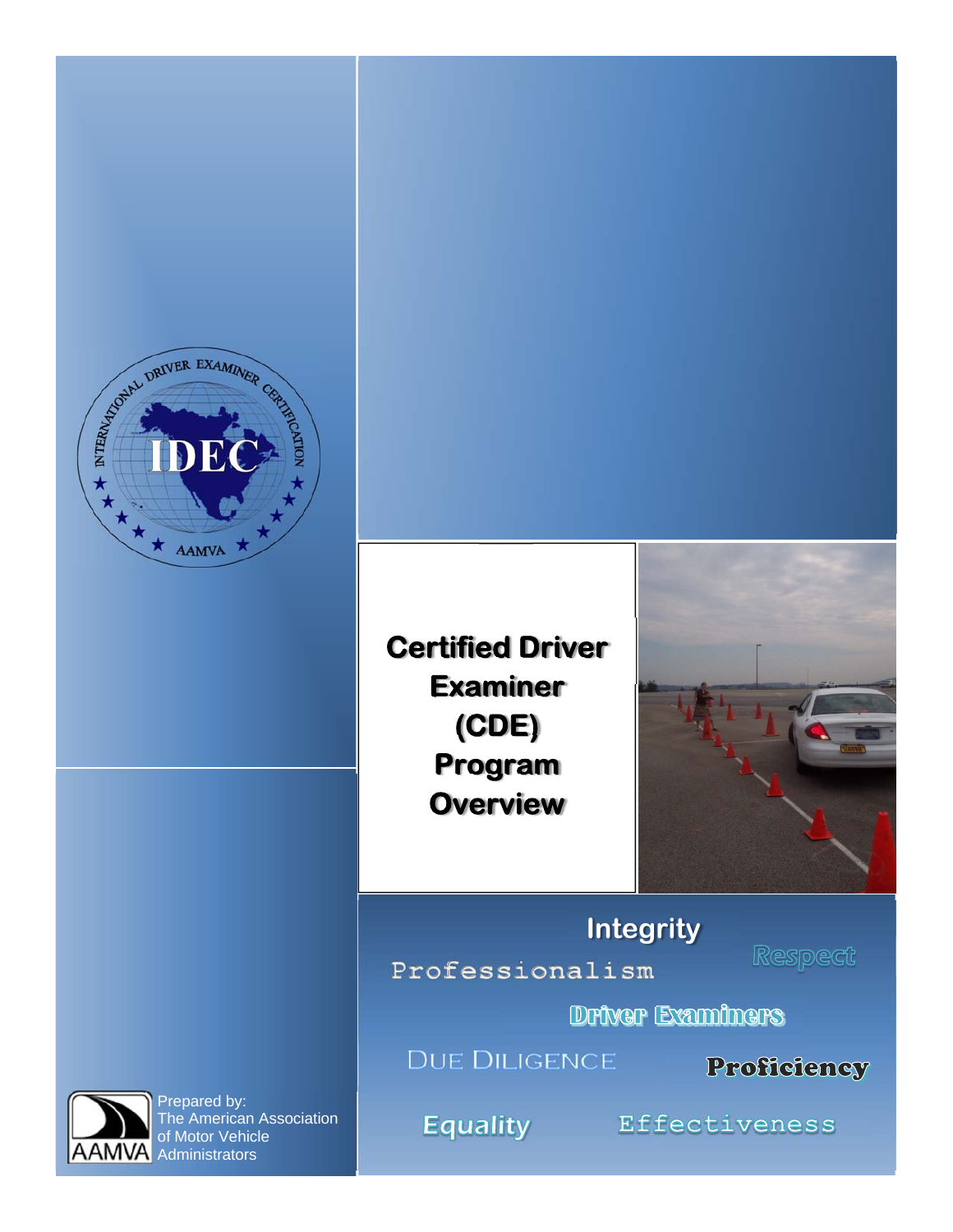INTERNATIONAL DRIVER EXAMINER CERTIFICATION

IDEC

AAMVA

# Certified Driver Examiner (CDE) Program Overview

Integrity

Professionalism

Respect

Driver Examiners

Due Diligence

Proficiency

Equality

Effectiveness

Prepared by:
The American Association of Motor Vehicle Administrators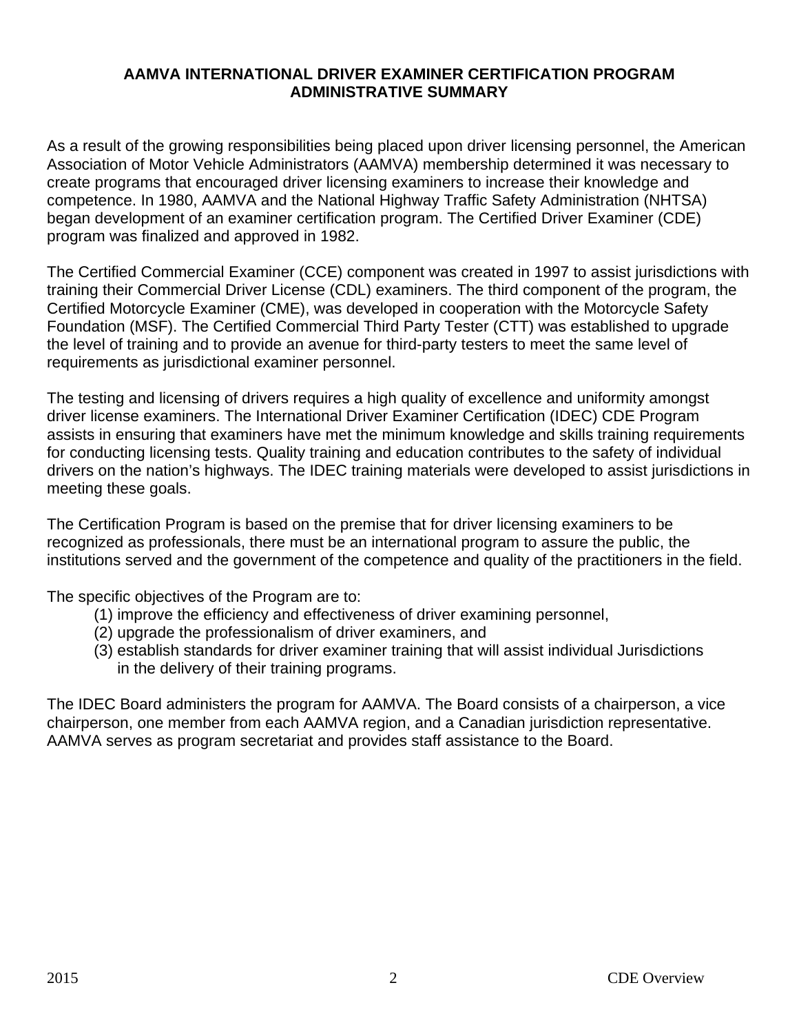## AAMVA INTERNATIONAL DRIVER EXAMINER CERTIFICATION PROGRAM ADMINISTRATIVE SUMMARY

As a result of the growing responsibilities being placed upon driver licensing personnel, the American Association of Motor Vehicle Administrators (AAMVA) membership determined it was necessary to create programs that encouraged driver licensing examiners to increase their knowledge and competence. In 1980, AAMVA and the National Highway Traffic Safety Administration (NHTSA) began development of an examiner certification program. The Certified Driver Examiner (CDE) program was finalized and approved in 1982.

The Certified Commercial Examiner (CCE) component was created in 1997 to assist jurisdictions with training their Commercial Driver License (CDL) examiners. The third component of the program, the Certified Motorcycle Examiner (CME), was developed in cooperation with the Motorcycle Safety Foundation (MSF). The Certified Commercial Third Party Tester (CTT) was established to upgrade the level of training and to provide an avenue for third-party testers to meet the same level of requirements as jurisdictional examiner personnel.

The testing and licensing of drivers requires a high quality of excellence and uniformity amongst driver license examiners. The International Driver Examiner Certification (IDEC) CDE Program assists in ensuring that examiners have met the minimum knowledge and skills training requirements for conducting licensing tests. Quality training and education contributes to the safety of individual drivers on the nation's highways. The IDEC training materials were developed to assist jurisdictions in meeting these goals.

The Certification Program is based on the premise that for driver licensing examiners to be recognized as professionals, there must be an international program to assure the public, the institutions served and the government of the competence and quality of the practitioners in the field.

The specific objectives of the Program are to:

(1) improve the efficiency and effectiveness of driver examining personnel,
(2) upgrade the professionalism of driver examiners, and
(3) establish standards for driver examiner training that will assist individual Jurisdictions in the delivery of their training programs.

The IDEC Board administers the program for AAMVA. The Board consists of a chairperson, a vice chairperson, one member from each AAMVA region, and a Canadian jurisdiction representative. AAMVA serves as program secretariat and provides staff assistance to the Board.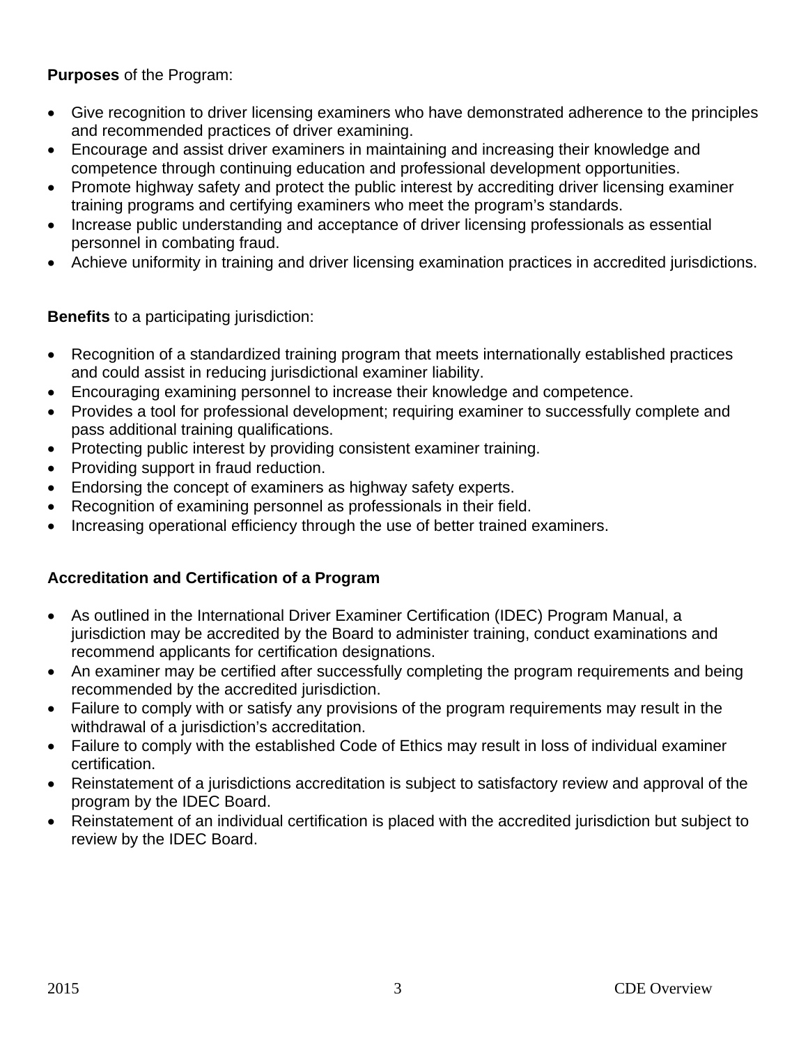**Purposes** of the Program:

- Give recognition to driver licensing examiners who have demonstrated adherence to the principles and recommended practices of driver examining.
- Encourage and assist driver examiners in maintaining and increasing their knowledge and competence through continuing education and professional development opportunities.
- Promote highway safety and protect the public interest by accrediting driver licensing examiner training programs and certifying examiners who meet the program's standards.
- Increase public understanding and acceptance of driver licensing professionals as essential personnel in combating fraud.
- Achieve uniformity in training and driver licensing examination practices in accredited jurisdictions.

**Benefits** to a participating jurisdiction:

- Recognition of a standardized training program that meets internationally established practices and could assist in reducing jurisdictional examiner liability.
- Encouraging examining personnel to increase their knowledge and competence.
- Provides a tool for professional development; requiring examiner to successfully complete and pass additional training qualifications.
- Protecting public interest by providing consistent examiner training.
- Providing support in fraud reduction.
- Endorsing the concept of examiners as highway safety experts.
- Recognition of examining personnel as professionals in their field.
- Increasing operational efficiency through the use of better trained examiners.

**Accreditation and Certification of a Program**

- As outlined in the International Driver Examiner Certification (IDEC) Program Manual, a jurisdiction may be accredited by the Board to administer training, conduct examinations and recommend applicants for certification designations.
- An examiner may be certified after successfully completing the program requirements and being recommended by the accredited jurisdiction.
- Failure to comply with or satisfy any provisions of the program requirements may result in the withdrawal of a jurisdiction's accreditation.
- Failure to comply with the established Code of Ethics may result in loss of individual examiner certification.
- Reinstatement of a jurisdictions accreditation is subject to satisfactory review and approval of the program by the IDEC Board.
- Reinstatement of an individual certification is placed with the accredited jurisdiction but subject to review by the IDEC Board.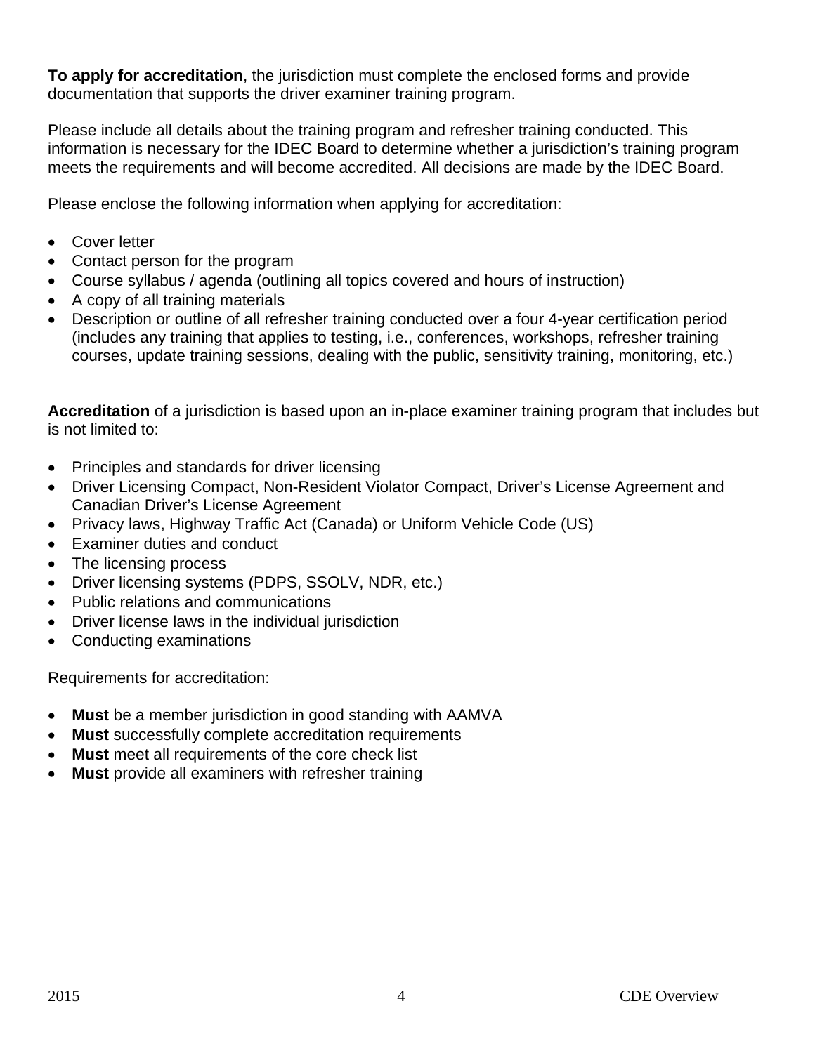**To apply for accreditation**, the jurisdiction must complete the enclosed forms and provide documentation that supports the driver examiner training program.

Please include all details about the training program and refresher training conducted. This information is necessary for the IDEC Board to determine whether a jurisdiction's training program meets the requirements and will become accredited. All decisions are made by the IDEC Board.

Please enclose the following information when applying for accreditation:

- Cover letter
- Contact person for the program
- Course syllabus / agenda (outlining all topics covered and hours of instruction)
- A copy of all training materials
- Description or outline of all refresher training conducted over a four 4-year certification period (includes any training that applies to testing, i.e., conferences, workshops, refresher training courses, update training sessions, dealing with the public, sensitivity training, monitoring, etc.)

**Accreditation** of a jurisdiction is based upon an in-place examiner training program that includes but is not limited to:

- Principles and standards for driver licensing
- Driver Licensing Compact, Non-Resident Violator Compact, Driver's License Agreement and Canadian Driver's License Agreement
- Privacy laws, Highway Traffic Act (Canada) or Uniform Vehicle Code (US)
- Examiner duties and conduct
- The licensing process
- Driver licensing systems (PDPS, SSOLV, NDR, etc.)
- Public relations and communications
- Driver license laws in the individual jurisdiction
- Conducting examinations

Requirements for accreditation:

- **Must** be a member jurisdiction in good standing with AAMVA
- **Must** successfully complete accreditation requirements
- **Must** meet all requirements of the core check list
- **Must** provide all examiners with refresher training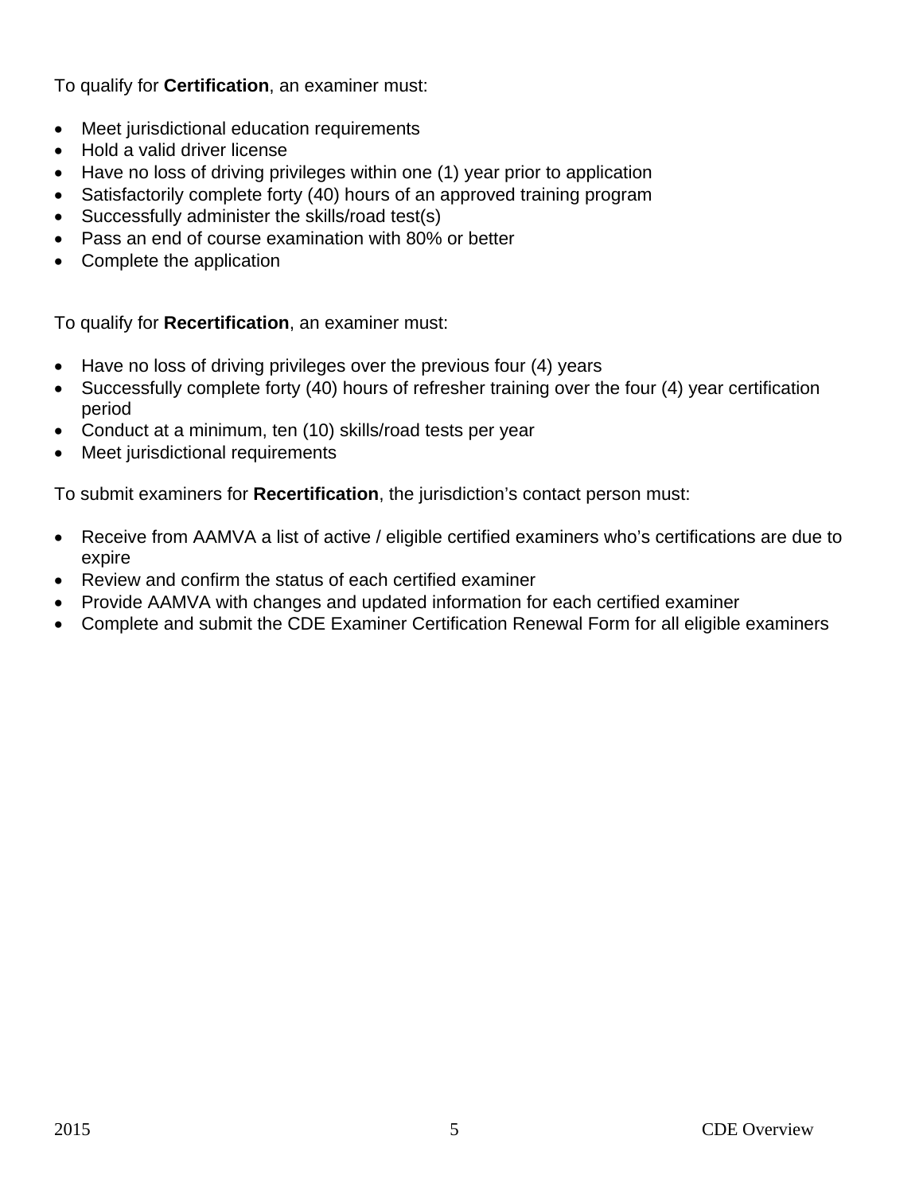To qualify for **Certification**, an examiner must:

- Meet jurisdictional education requirements
- Hold a valid driver license
- Have no loss of driving privileges within one (1) year prior to application
- Satisfactorily complete forty (40) hours of an approved training program
- Successfully administer the skills/road test(s)
- Pass an end of course examination with 80% or better
- Complete the application

To qualify for **Recertification**, an examiner must:

- Have no loss of driving privileges over the previous four (4) years
- Successfully complete forty (40) hours of refresher training over the four (4) year certification period
- Conduct at a minimum, ten (10) skills/road tests per year
- Meet jurisdictional requirements

To submit examiners for **Recertification**, the jurisdiction's contact person must:

- Receive from AAMVA a list of active / eligible certified examiners who's certifications are due to expire
- Review and confirm the status of each certified examiner
- Provide AAMVA with changes and updated information for each certified examiner
- Complete and submit the CDE Examiner Certification Renewal Form for all eligible examiners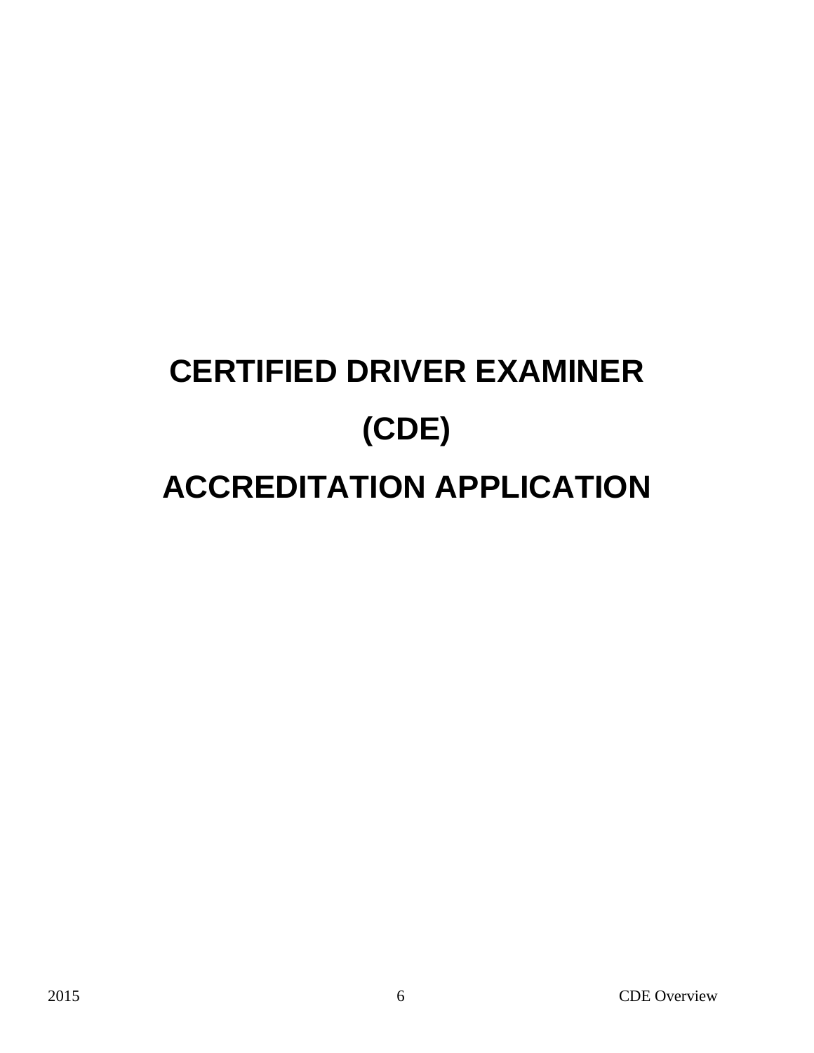# CERTIFIED DRIVER EXAMINER

# (CDE)

# ACCREDITATION APPLICATION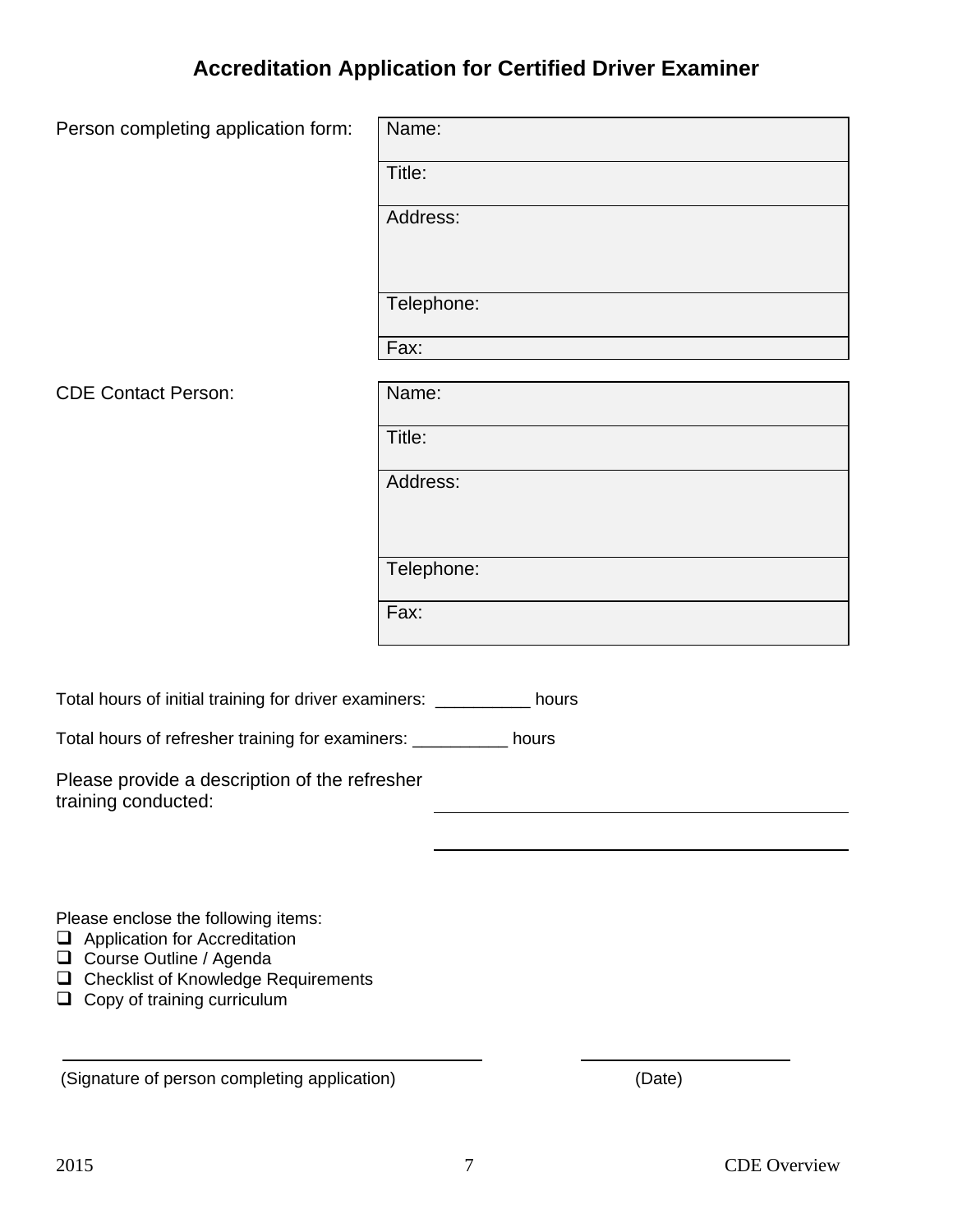# Accreditation Application for Certified Driver Examiner

Person completing application form:

| Name: |
|---|
| Title: |
| Address: |
| Telephone: |
| Fax: |

CDE Contact Person:

| Name: |
|---|
| Title: |
| Address: |
| Telephone: |
| Fax: |

Total hours of initial training for driver examiners: __________ hours

Total hours of refresher training for examiners: __________ hours

Please provide a description of the refresher training conducted:

______________________________________________

______________________________________________

Please enclose the following items:

- ☐ Application for Accreditation
- ☐ Course Outline / Agenda
- ☐ Checklist of Knowledge Requirements
- ☐ Copy of training curriculum

______________________________________________ ______________________

(Signature of person completing application) (Date)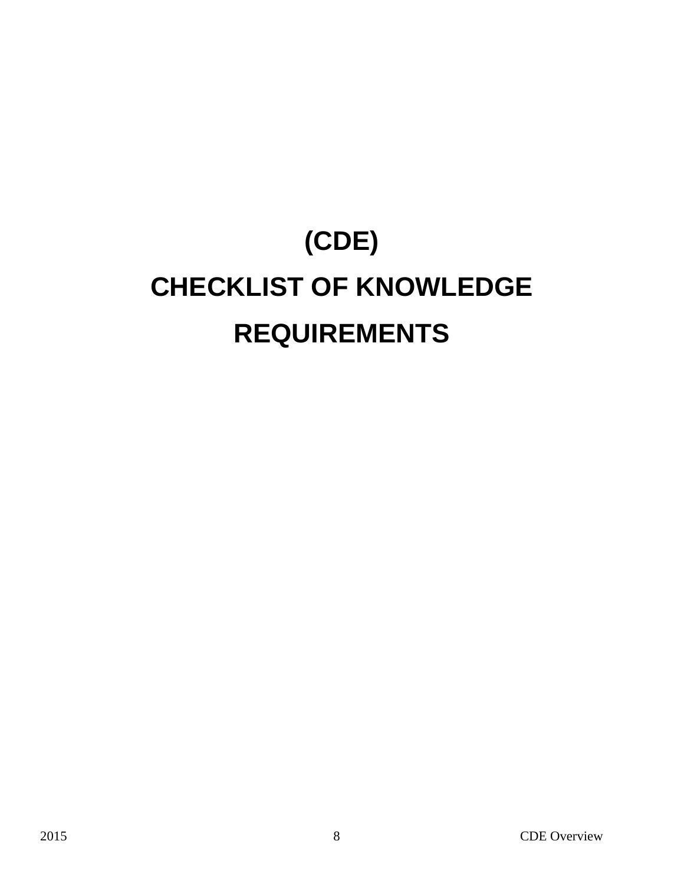# (CDE)

# CHECKLIST OF KNOWLEDGE REQUIREMENTS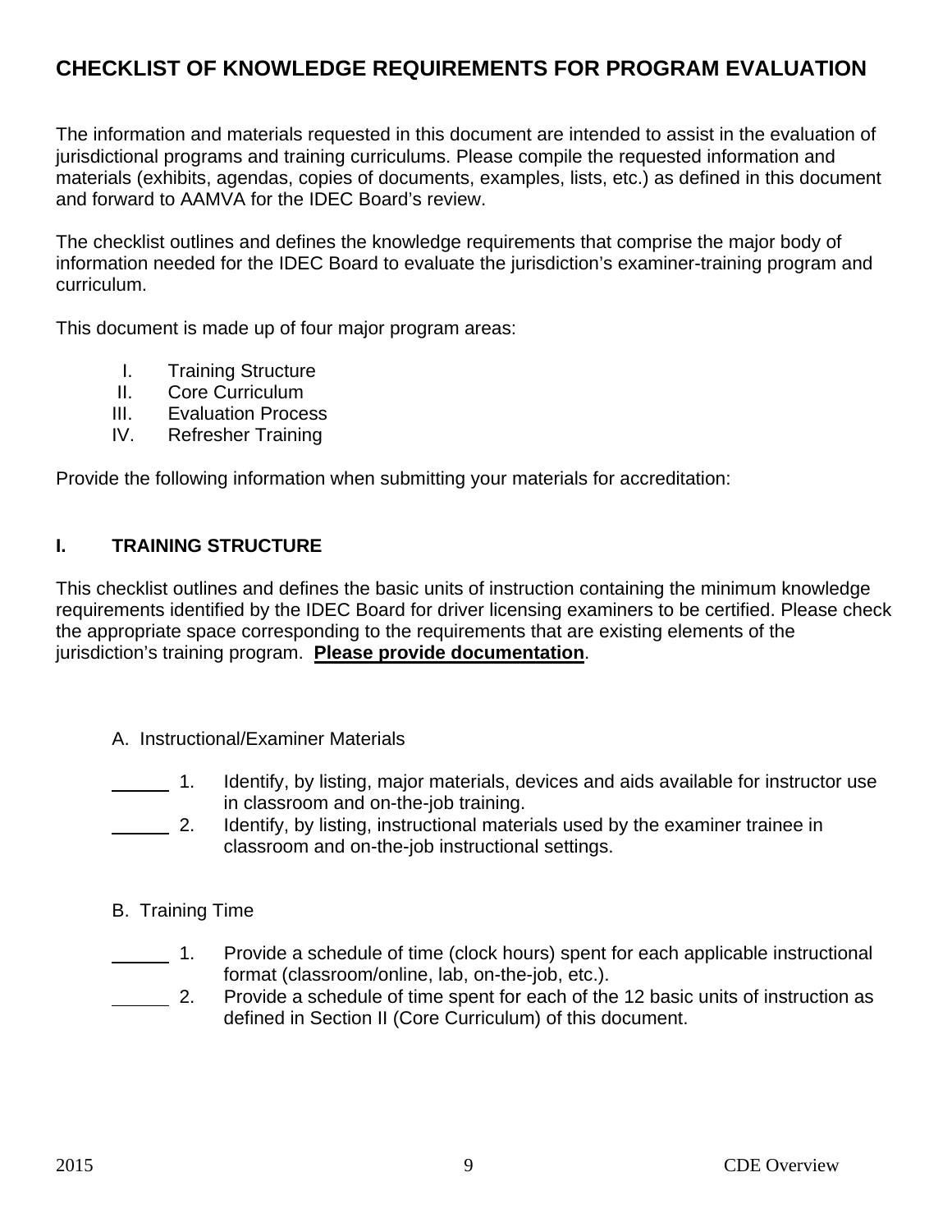# CHECKLIST OF KNOWLEDGE REQUIREMENTS FOR PROGRAM EVALUATION

The information and materials requested in this document are intended to assist in the evaluation of jurisdictional programs and training curriculums. Please compile the requested information and materials (exhibits, agendas, copies of documents, examples, lists, etc.) as defined in this document and forward to AAMVA for the IDEC Board's review.

The checklist outlines and defines the knowledge requirements that comprise the major body of information needed for the IDEC Board to evaluate the jurisdiction's examiner-training program and curriculum.

This document is made up of four major program areas:

I. Training Structure
II. Core Curriculum
III. Evaluation Process
IV. Refresher Training

Provide the following information when submitting your materials for accreditation:

## I. TRAINING STRUCTURE

This checklist outlines and defines the basic units of instruction containing the minimum knowledge requirements identified by the IDEC Board for driver licensing examiners to be certified. Please check the appropriate space corresponding to the requirements that are existing elements of the jurisdiction's training program. **<u>Please provide documentation</u>**.

A. Instructional/Examiner Materials

______ 1. Identify, by listing, major materials, devices and aids available for instructor use in classroom and on-the-job training.

______ 2. Identify, by listing, instructional materials used by the examiner trainee in classroom and on-the-job instructional settings.

B. Training Time

______ 1. Provide a schedule of time (clock hours) spent for each applicable instructional format (classroom/online, lab, on-the-job, etc.).

______ 2. Provide a schedule of time spent for each of the 12 basic units of instruction as defined in Section II (Core Curriculum) of this document.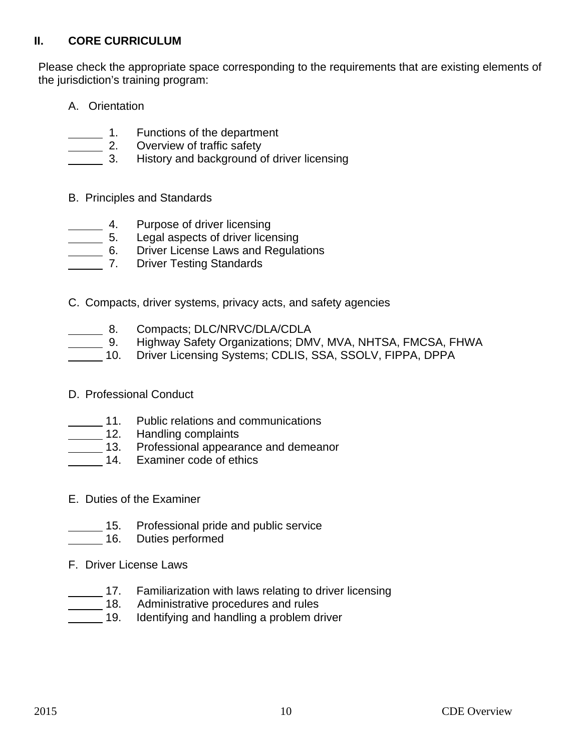## II. CORE CURRICULUM

Please check the appropriate space corresponding to the requirements that are existing elements of the jurisdiction's training program:

A. Orientation

_____ 1. Functions of the department
_____ 2. Overview of traffic safety
_____ 3. History and background of driver licensing

B. Principles and Standards

_____ 4. Purpose of driver licensing
_____ 5. Legal aspects of driver licensing
_____ 6. Driver License Laws and Regulations
_____ 7. Driver Testing Standards

C. Compacts, driver systems, privacy acts, and safety agencies

_____ 8. Compacts; DLC/NRVC/DLA/CDLA
_____ 9. Highway Safety Organizations; DMV, MVA, NHTSA, FMCSA, FHWA
_____ 10. Driver Licensing Systems; CDLIS, SSA, SSOLV, FIPPA, DPPA

D. Professional Conduct

_____ 11. Public relations and communications
_____ 12. Handling complaints
_____ 13. Professional appearance and demeanor
_____ 14. Examiner code of ethics

E. Duties of the Examiner

_____ 15. Professional pride and public service
_____ 16. Duties performed

F. Driver License Laws

_____ 17. Familiarization with laws relating to driver licensing
_____ 18. Administrative procedures and rules
_____ 19. Identifying and handling a problem driver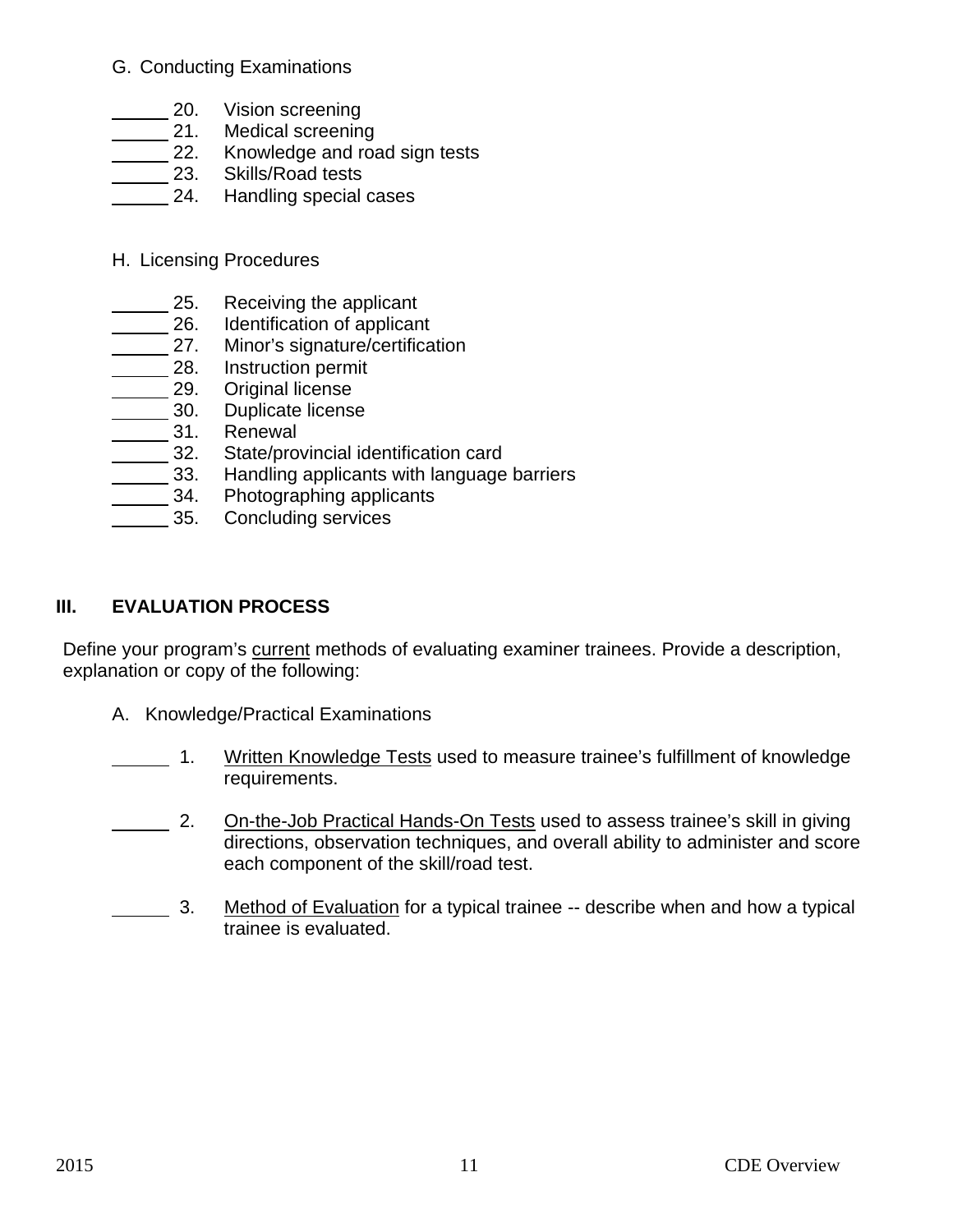G. Conducting Examinations

______ 20. Vision screening
______ 21. Medical screening
______ 22. Knowledge and road sign tests
______ 23. Skills/Road tests
______ 24. Handling special cases

H. Licensing Procedures

______ 25. Receiving the applicant
______ 26. Identification of applicant
______ 27. Minor's signature/certification
______ 28. Instruction permit
______ 29. Original license
______ 30. Duplicate license
______ 31. Renewal
______ 32. State/provincial identification card
______ 33. Handling applicants with language barriers
______ 34. Photographing applicants
______ 35. Concluding services

## III. EVALUATION PROCESS

Define your program's <u>current</u> methods of evaluating examiner trainees. Provide a description, explanation or copy of the following:

A. Knowledge/Practical Examinations

______ 1. <u>Written Knowledge Tests</u> used to measure trainee's fulfillment of knowledge requirements.

______ 2. <u>On-the-Job Practical Hands-On Tests</u> used to assess trainee's skill in giving directions, observation techniques, and overall ability to administer and score each component of the skill/road test.

______ 3. <u>Method of Evaluation</u> for a typical trainee -- describe when and how a typical trainee is evaluated.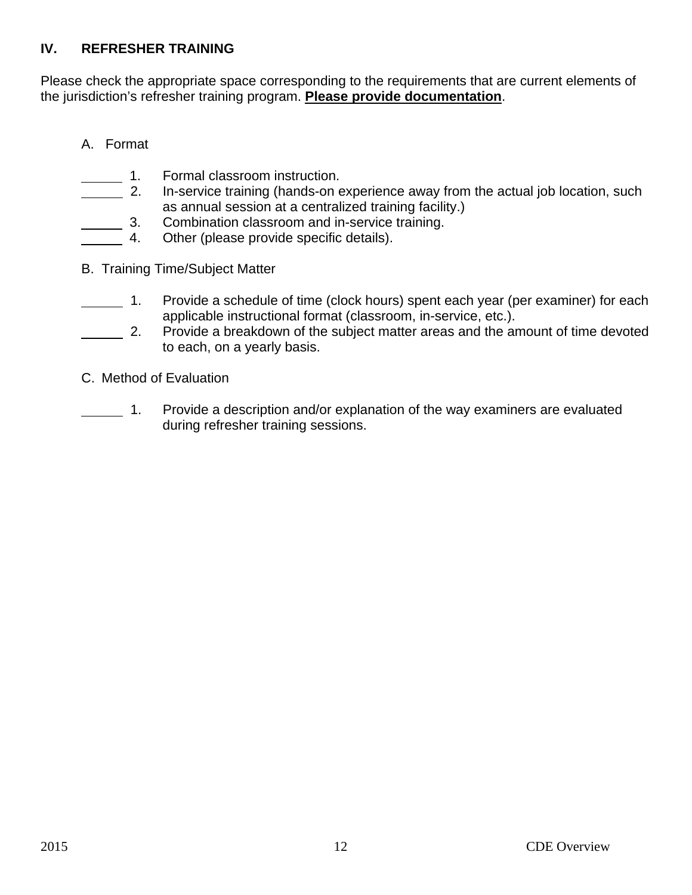## IV. REFRESHER TRAINING

Please check the appropriate space corresponding to the requirements that are current elements of the jurisdiction's refresher training program. **Please provide documentation**.

A. Format

\_\_\_\_\_\_ 1. Formal classroom instruction.

\_\_\_\_\_\_ 2. In-service training (hands-on experience away from the actual job location, such as annual session at a centralized training facility.)

\_\_\_\_\_\_ 3. Combination classroom and in-service training.

\_\_\_\_\_\_ 4. Other (please provide specific details).

B. Training Time/Subject Matter

\_\_\_\_\_\_ 1. Provide a schedule of time (clock hours) spent each year (per examiner) for each applicable instructional format (classroom, in-service, etc.).

\_\_\_\_\_\_ 2. Provide a breakdown of the subject matter areas and the amount of time devoted to each, on a yearly basis.

C. Method of Evaluation

\_\_\_\_\_\_ 1. Provide a description and/or explanation of the way examiners are evaluated during refresher training sessions.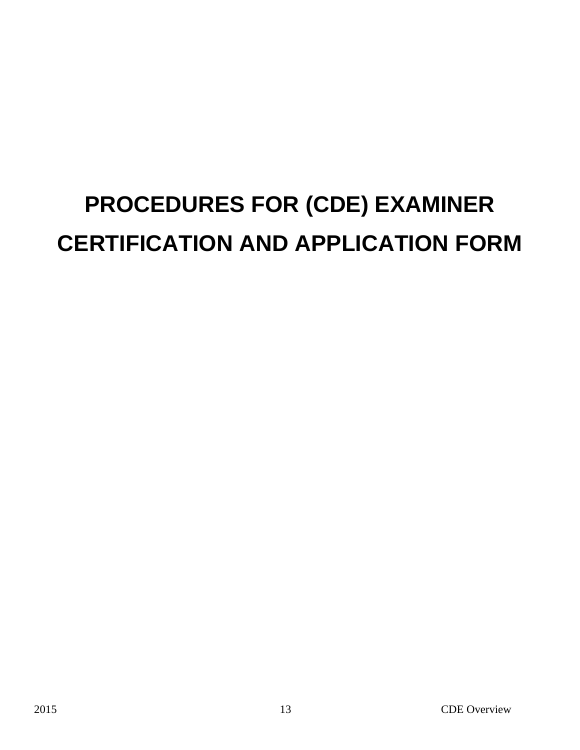# PROCEDURES FOR (CDE) EXAMINER CERTIFICATION AND APPLICATION FORM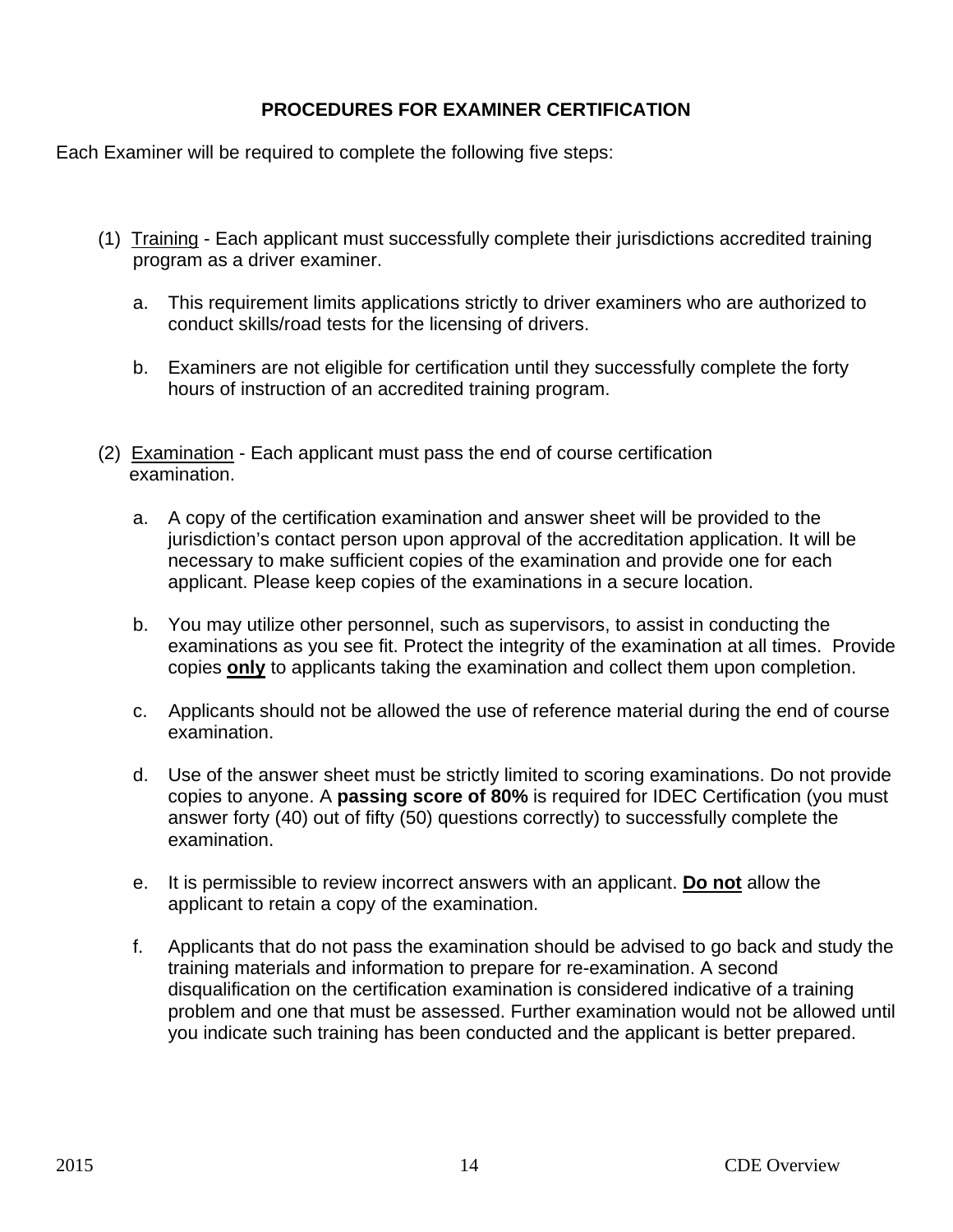## PROCEDURES FOR EXAMINER CERTIFICATION

Each Examiner will be required to complete the following five steps:

(1) Training - Each applicant must successfully complete their jurisdictions accredited training program as a driver examiner.

a. This requirement limits applications strictly to driver examiners who are authorized to conduct skills/road tests for the licensing of drivers.

b. Examiners are not eligible for certification until they successfully complete the forty hours of instruction of an accredited training program.

(2) Examination - Each applicant must pass the end of course certification examination.

a. A copy of the certification examination and answer sheet will be provided to the jurisdiction's contact person upon approval of the accreditation application. It will be necessary to make sufficient copies of the examination and provide one for each applicant. Please keep copies of the examinations in a secure location.

b. You may utilize other personnel, such as supervisors, to assist in conducting the examinations as you see fit. Protect the integrity of the examination at all times. Provide copies **only** to applicants taking the examination and collect them upon completion.

c. Applicants should not be allowed the use of reference material during the end of course examination.

d. Use of the answer sheet must be strictly limited to scoring examinations. Do not provide copies to anyone. A **passing score of 80%** is required for IDEC Certification (you must answer forty (40) out of fifty (50) questions correctly) to successfully complete the examination.

e. It is permissible to review incorrect answers with an applicant. **Do not** allow the applicant to retain a copy of the examination.

f. Applicants that do not pass the examination should be advised to go back and study the training materials and information to prepare for re-examination. A second disqualification on the certification examination is considered indicative of a training problem and one that must be assessed. Further examination would not be allowed until you indicate such training has been conducted and the applicant is better prepared.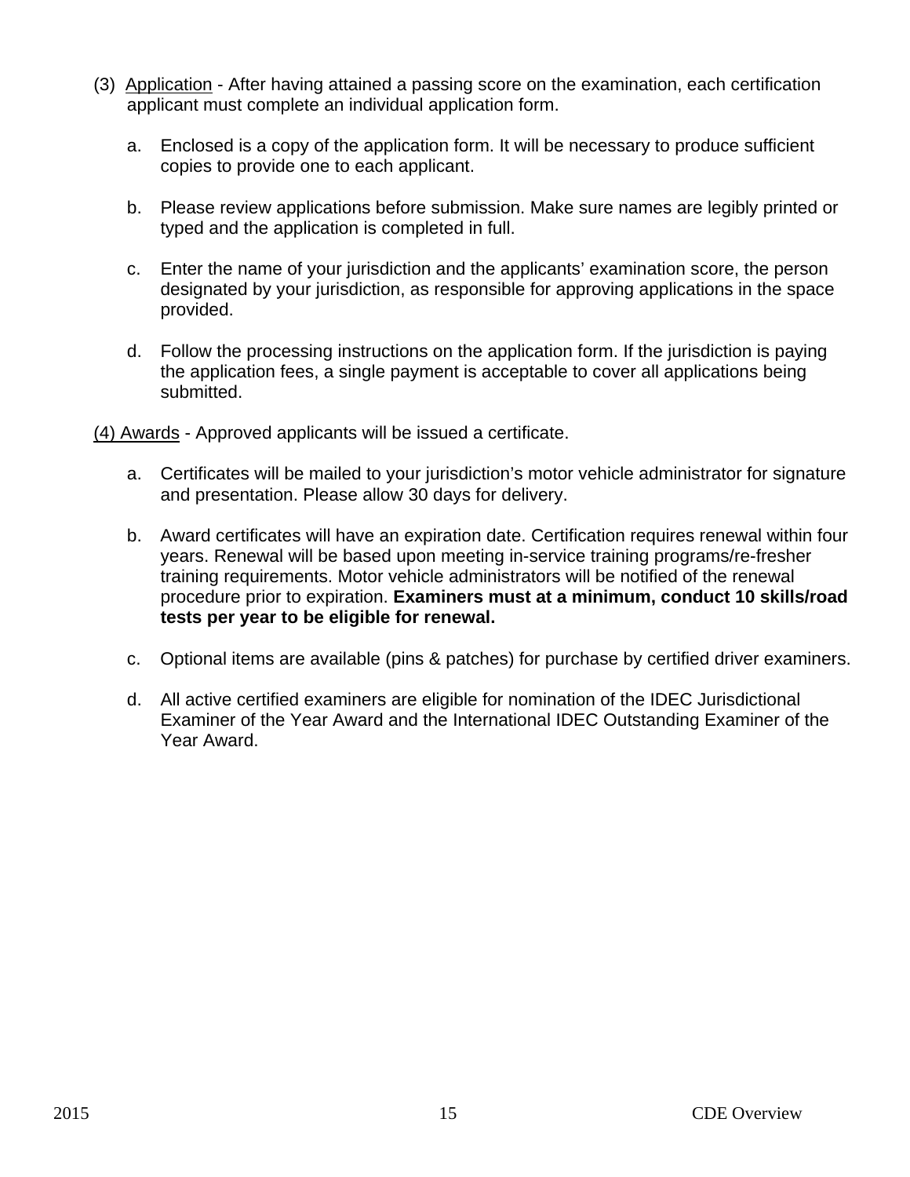(3) <u>Application</u> - After having attained a passing score on the examination, each certification applicant must complete an individual application form.

a. Enclosed is a copy of the application form. It will be necessary to produce sufficient copies to provide one to each applicant.

b. Please review applications before submission. Make sure names are legibly printed or typed and the application is completed in full.

c. Enter the name of your jurisdiction and the applicants' examination score, the person designated by your jurisdiction, as responsible for approving applications in the space provided.

d. Follow the processing instructions on the application form. If the jurisdiction is paying the application fees, a single payment is acceptable to cover all applications being submitted.

<u>(4) Awards</u> - Approved applicants will be issued a certificate.

a. Certificates will be mailed to your jurisdiction's motor vehicle administrator for signature and presentation. Please allow 30 days for delivery.

b. Award certificates will have an expiration date. Certification requires renewal within four years. Renewal will be based upon meeting in-service training programs/re-fresher training requirements. Motor vehicle administrators will be notified of the renewal procedure prior to expiration. **Examiners must at a minimum, conduct 10 skills/road tests per year to be eligible for renewal.**

c. Optional items are available (pins & patches) for purchase by certified driver examiners.

d. All active certified examiners are eligible for nomination of the IDEC Jurisdictional Examiner of the Year Award and the International IDEC Outstanding Examiner of the Year Award.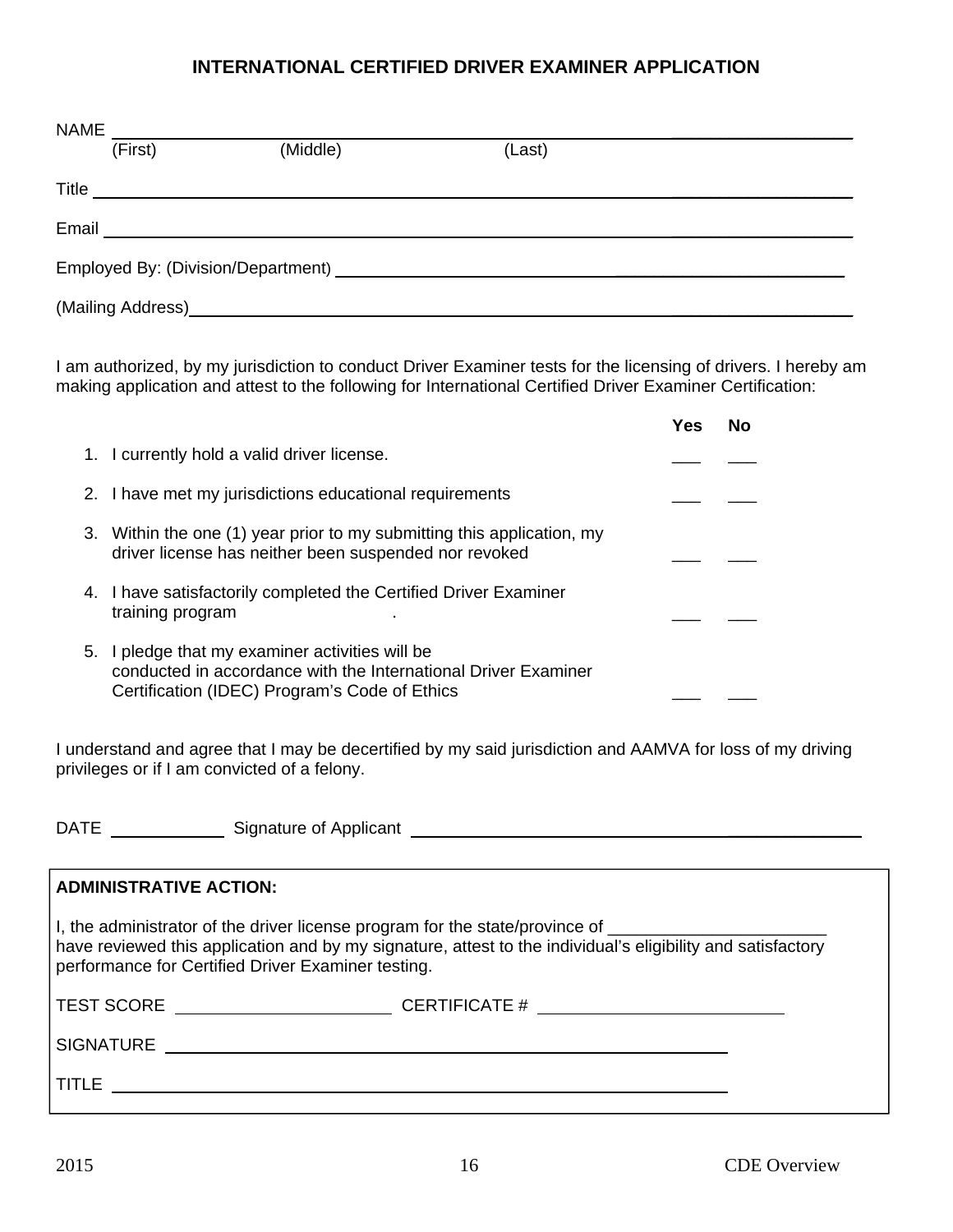# INTERNATIONAL CERTIFIED DRIVER EXAMINER APPLICATION

NAME ______________________________________________________________
(First) (Middle) (Last)

Title ______________________________________________________________

Email ______________________________________________________________

Employed By: (Division/Department) ____________________________________

(Mailing Address)____________________________________________________

I am authorized, by my jurisdiction to conduct Driver Examiner tests for the licensing of drivers. I hereby am making application and attest to the following for International Certified Driver Examiner Certification:

| | Yes | No |
|---|---|---|
| 1. I currently hold a valid driver license. | ___ | ___ |
| 2. I have met my jurisdictions educational requirements | ___ | ___ |
| 3. Within the one (1) year prior to my submitting this application, my driver license has neither been suspended nor revoked | ___ | ___ |
| 4. I have satisfactorily completed the Certified Driver Examiner training program . | ___ | ___ |
| 5. I pledge that my examiner activities will be conducted in accordance with the International Driver Examiner Certification (IDEC) Program's Code of Ethics | ___ | ___ |

I understand and agree that I may be decertified by my said jurisdiction and AAMVA for loss of my driving privileges or if I am convicted of a felony.

DATE ____________ Signature of Applicant ______________________________________

**ADMINISTRATIVE ACTION:**

I, the administrator of the driver license program for the state/province of ______________________ have reviewed this application and by my signature, attest to the individual's eligibility and satisfactory performance for Certified Driver Examiner testing.

TEST SCORE ______________________ CERTIFICATE # ________________________

SIGNATURE ____________________________________________________________

TITLE ________________________________________________________________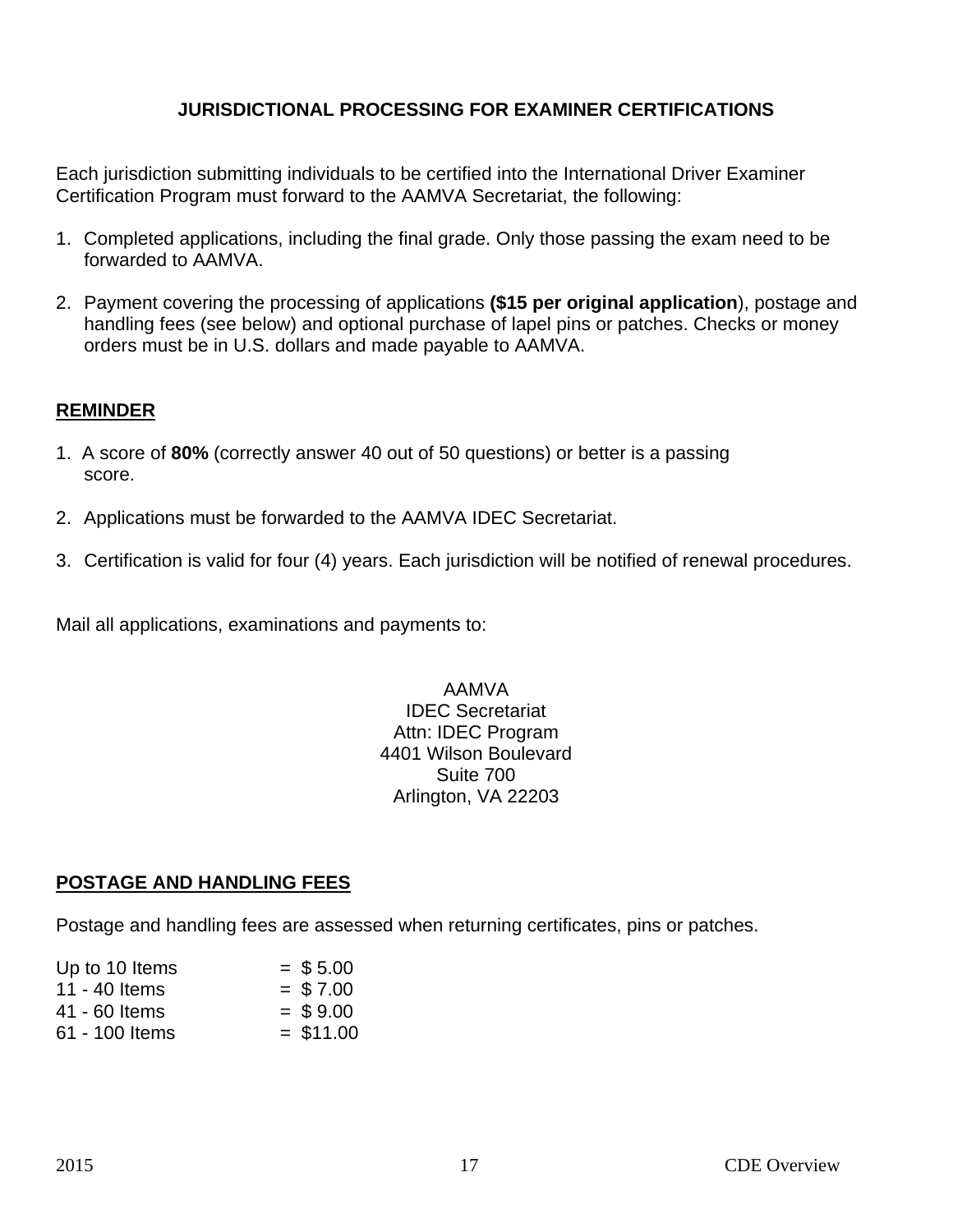# JURISDICTIONAL PROCESSING FOR EXAMINER CERTIFICATIONS

Each jurisdiction submitting individuals to be certified into the International Driver Examiner Certification Program must forward to the AAMVA Secretariat, the following:

1. Completed applications, including the final grade. Only those passing the exam need to be forwarded to AAMVA.

2. Payment covering the processing of applications **($15 per original application**), postage and handling fees (see below) and optional purchase of lapel pins or patches. Checks or money orders must be in U.S. dollars and made payable to AAMVA.

## REMINDER

1. A score of **80%** (correctly answer 40 out of 50 questions) or better is a passing score.

2. Applications must be forwarded to the AAMVA IDEC Secretariat.

3. Certification is valid for four (4) years. Each jurisdiction will be notified of renewal procedures.

Mail all applications, examinations and payments to:

AAMVA
IDEC Secretariat
Attn: IDEC Program
4401 Wilson Boulevard
Suite 700
Arlington, VA 22203

## POSTAGE AND HANDLING FEES

Postage and handling fees are assessed when returning certificates, pins or patches.

| Items | Fee |
|---|---|
| Up to 10 Items | = $ 5.00 |
| 11 - 40 Items | = $ 7.00 |
| 41 - 60 Items | = $ 9.00 |
| 61 - 100 Items | = $11.00 |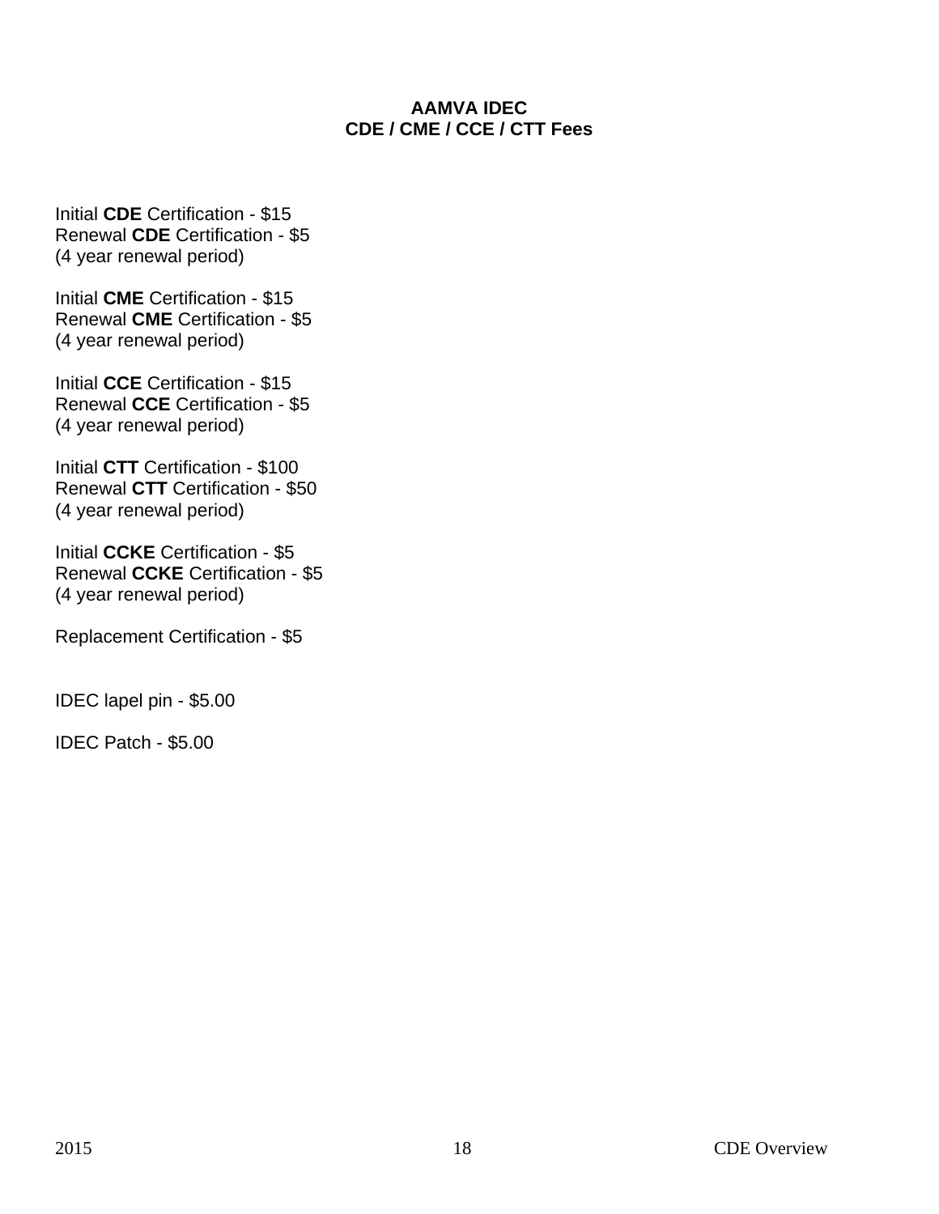# AAMVA IDEC
## CDE / CME / CCE / CTT Fees

Initial **CDE** Certification - $15
Renewal **CDE** Certification - $5
(4 year renewal period)

Initial **CME** Certification - $15
Renewal **CME** Certification - $5
(4 year renewal period)

Initial **CCE** Certification - $15
Renewal **CCE** Certification - $5
(4 year renewal period)

Initial **CTT** Certification - $100
Renewal **CTT** Certification - $50
(4 year renewal period)

Initial **CCKE** Certification - $5
Renewal **CCKE** Certification - $5
(4 year renewal period)

Replacement Certification - $5

IDEC lapel pin - $5.00

IDEC Patch - $5.00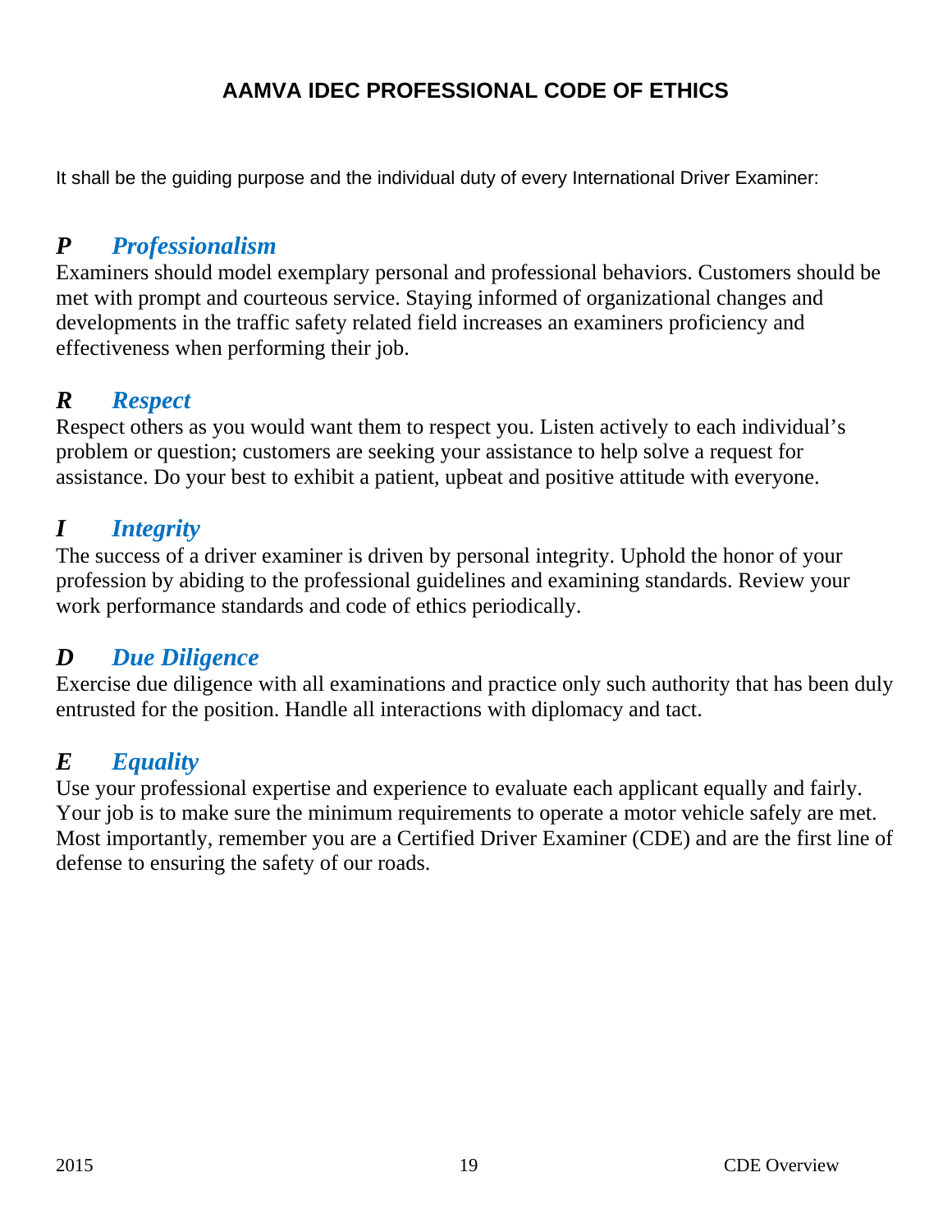# AAMVA IDEC PROFESSIONAL CODE OF ETHICS

It shall be the guiding purpose and the individual duty of every International Driver Examiner:

## *P Professionalism*

Examiners should model exemplary personal and professional behaviors. Customers should be met with prompt and courteous service. Staying informed of organizational changes and developments in the traffic safety related field increases an examiners proficiency and effectiveness when performing their job.

## *R Respect*

Respect others as you would want them to respect you. Listen actively to each individual's problem or question; customers are seeking your assistance to help solve a request for assistance. Do your best to exhibit a patient, upbeat and positive attitude with everyone.

## *I Integrity*

The success of a driver examiner is driven by personal integrity. Uphold the honor of your profession by abiding to the professional guidelines and examining standards. Review your work performance standards and code of ethics periodically.

## *D Due Diligence*

Exercise due diligence with all examinations and practice only such authority that has been duly entrusted for the position. Handle all interactions with diplomacy and tact.

## *E Equality*

Use your professional expertise and experience to evaluate each applicant equally and fairly. Your job is to make sure the minimum requirements to operate a motor vehicle safely are met. Most importantly, remember you are a Certified Driver Examiner (CDE) and are the first line of defense to ensuring the safety of our roads.